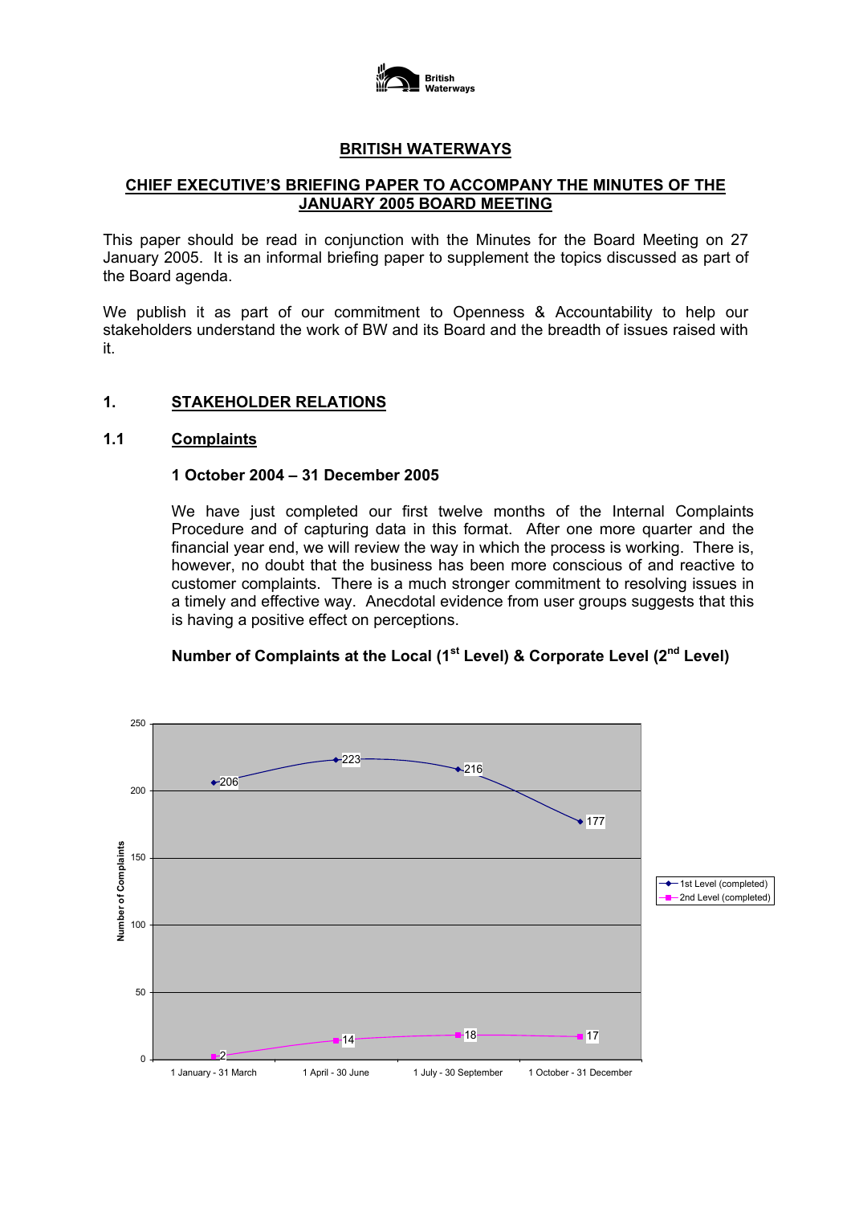# BRITISH WATERWAYS

## CHIEF EXECUTIVE'S BRIEFING PAPER TO ACCOMPANY THE MINUTES OF THE JANUARY 2005 BOARD MEETING

This paper should be read in conjunction with the Minutes for the Board Meeting on 27 January 2005. It is an informal briefing paper to supplement the topics discussed as part of the Board agenda.

We publish it as part of our commitment to Openness & Accountability to help our stakeholders understand the work of BW and its Board and the breadth of issues raised with it.

## 1. STAKEHOLDER RELATIONS

### 1.1 Complaints

**1 October 2004 – 31 December 2005**

We have just completed our first twelve months of the Internal Complaints Procedure and of capturing data in this format. After one more quarter and the financial year end, we will review the way in which the process is working. There is, however, no doubt that the business has been more conscious of and reactive to customer complaints. There is a much stronger commitment to resolving issues in a timely and effective way. Anecdotal evidence from user groups suggests that this is having a positive effect on perceptions.

**Number of Complaints at the Local (1st Level) & Corporate Level (2nd Level)**

| Number of Complaints | 1 January - 31 March | 1 April - 30 June | 1 July - 30 September | 1 October - 31 December |
| --- | --- | --- | --- | --- |
| 1st Level (completed) | 206 | 223 | 216 | 177 |
| 2nd Level (completed) | 2 | 14 | 18 | 17 |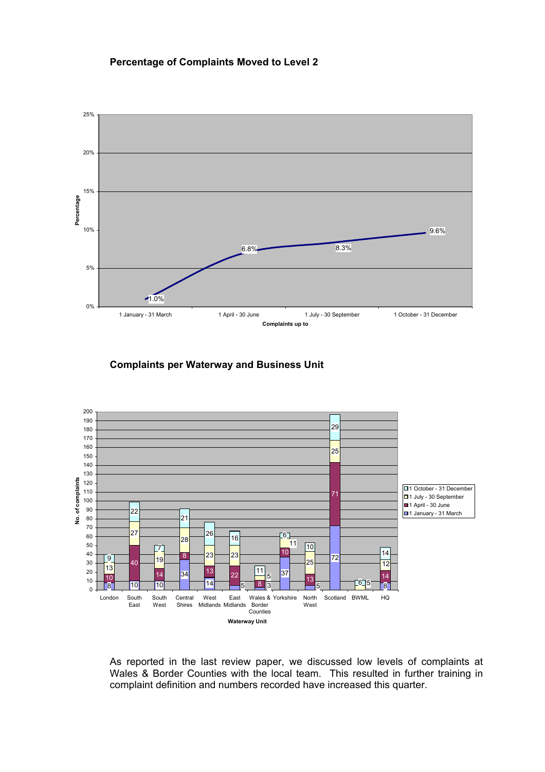**Percentage of Complaints Moved to Level 2**

| Complaints up to | Percentage |
|---|---|
| 1 January - 31 March | 1.0% |
| 1 April - 30 June | 6.8% |
| 1 July - 30 September | 8.3% |
| 1 October - 31 December | 9.6% |

**Complaints per Waterway and Business Unit**

| Waterway Unit | 1 January - 31 March | 1 April - 30 June | 1 July - 30 September | 1 October - 31 December |
|---|---|---|---|---|
| London | 8 | 10 | 13 | 9 |
| South East | 10 | 40 | 27 | 22 |
| South West | 10 | 14 | 19 | 7 |
| Central Shires | 34 | 8 | 28 | 21 |
| West Midlands | 14 | 13 | 23 | 26 |
| East Midlands | 5 | 22 | 23 | 16 |
| Wales & Border Counties | 3 | 8 | 5 | 11 |
| Yorkshire | 37 | 10 | 11 | 6 |
| North West | 5 | 13 | 25 | 10 |
| Scotland | 72 | 71 | 25 | 29 |
| BWML | | | 5 | 6 |
| HQ | 8 | 14 | 12 | 14 |

As reported in the last review paper, we discussed low levels of complaints at Wales & Border Counties with the local team. This resulted in further training in complaint definition and numbers recorded have increased this quarter.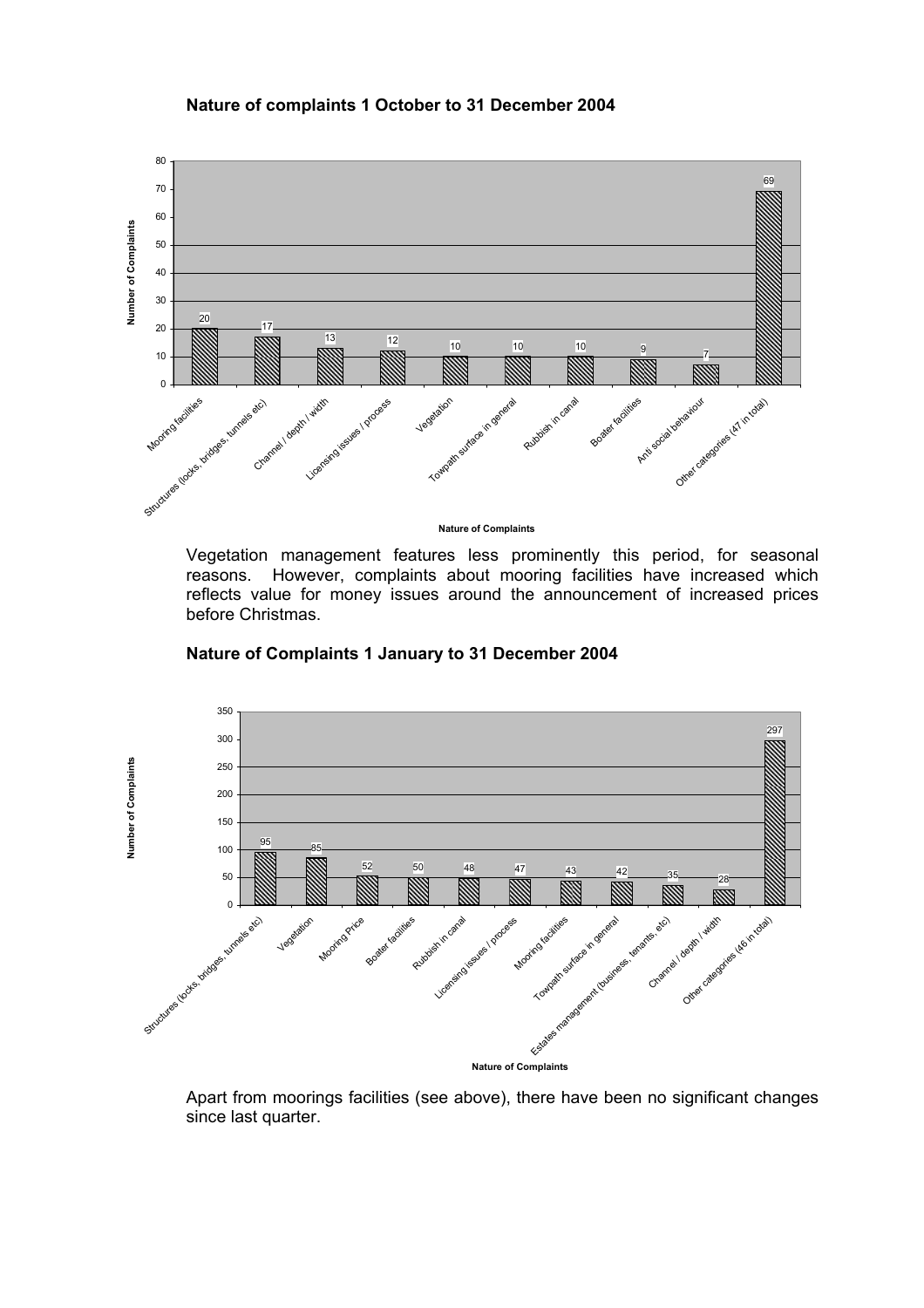**Nature of complaints 1 October to 31 December 2004**

| Nature of Complaints | Number of Complaints |
| --- | --- |
| Mooring facilities | 20 |
| Structures (locks, bridges, tunnels etc) | 17 |
| Channel / depth / width | 13 |
| Licensing issues / process | 12 |
| Vegetation | 10 |
| Towpath surface in general | 10 |
| Rubbish in canal | 10 |
| Boater facilities | 9 |
| Anti social behaviour | 7 |
| Other categories (47 in total) | 69 |

Vegetation management features less prominently this period, for seasonal reasons. However, complaints about mooring facilities have increased which reflects value for money issues around the announcement of increased prices before Christmas.

**Nature of Complaints 1 January to 31 December 2004**

| Nature of Complaints | Number of Complaints |
| --- | --- |
| Structures (locks, bridges, tunnels etc) | 95 |
| Vegetation | 85 |
| Mooring Price | 52 |
| Boater facilities | 50 |
| Rubbish in canal | 48 |
| Licensing issues / process | 47 |
| Mooring facilities | 43 |
| Towpath surface in general | 42 |
| Estates management (business, tenants, etc) | 35 |
| Channel / depth / width | 28 |
| Other categories (46 in total) | 297 |

Apart from moorings facilities (see above), there have been no significant changes since last quarter.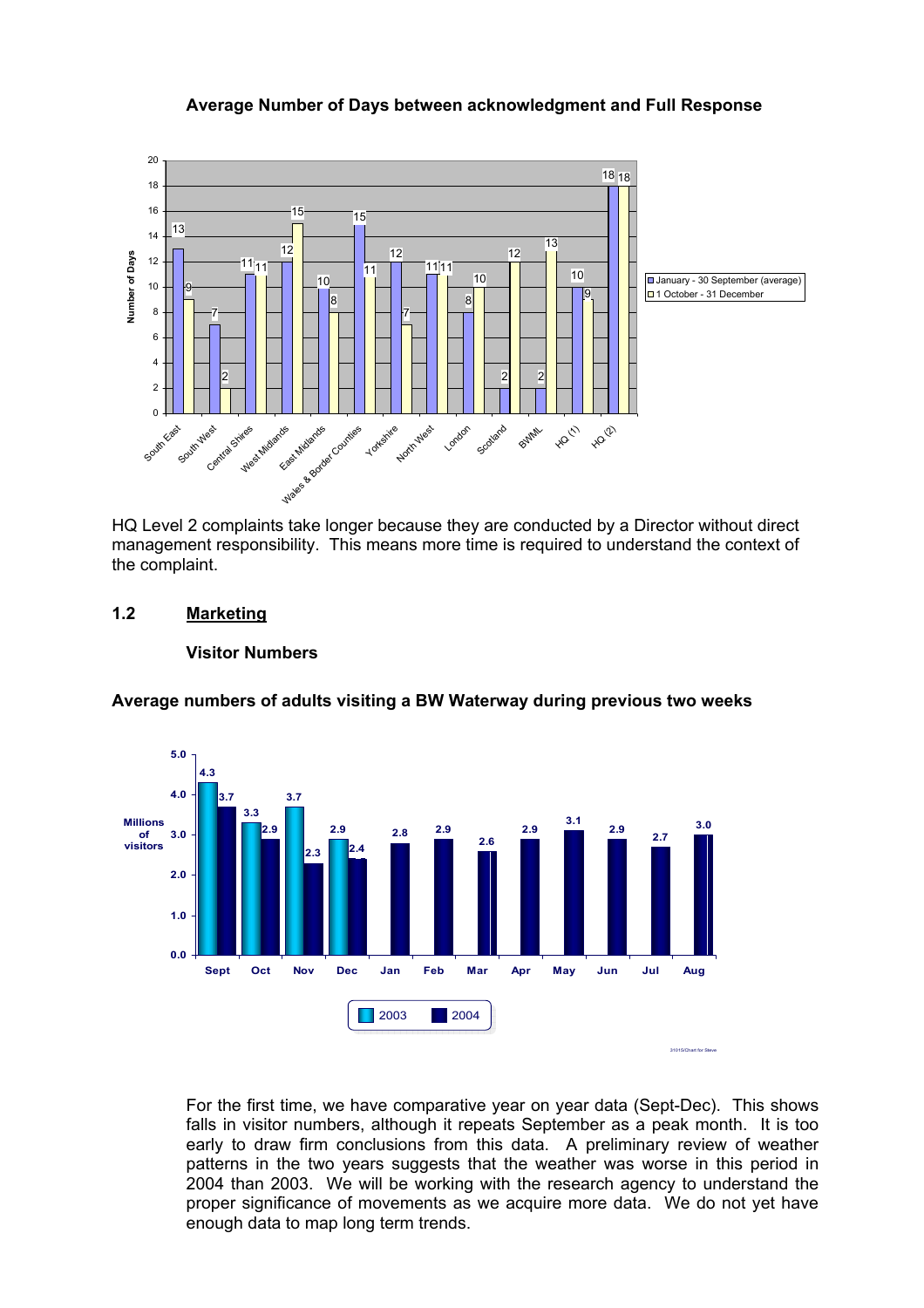**Average Number of Days between acknowledgment and Full Response**

| Region | January - 30 September (average) | 1 October - 31 December |
|---|---|---|
| South East | 13 | 9 |
| South West | 7 | 2 |
| Central Shires | 11 | 11 |
| West Midlands | 12 | 15 |
| East Midlands | 10 | 8 |
| Wales & Border Counties | 15 | 11 |
| Yorkshire | 12 | 7 |
| North West | 11 | 11 |
| London | 8 | 10 |
| Scotland | 2 | 12 |
| BWML | 2 | 13 |
| HQ (1) | 10 | 9 |
| HQ (2) | 18 | 18 |

HQ Level 2 complaints take longer because they are conducted by a Director without direct management responsibility. This means more time is required to understand the context of the complaint.

## 1.2 Marketing

### Visitor Numbers

**Average numbers of adults visiting a BW Waterway during previous two weeks**

Millions of visitors

| Month | 2003 | 2004 |
|---|---|---|
| Sept | 4.3 | 3.7 |
| Oct | 3.3 | 2.9 |
| Nov | 3.7 | 2.3 |
| Dec | 2.9 | 2.4 |
| Jan | | 2.8 |
| Feb | | 2.9 |
| Mar | | 2.6 |
| Apr | | 2.9 |
| May | | 3.1 |
| Jun | | 2.9 |
| Jul | | 2.7 |
| Aug | | 3.0 |

For the first time, we have comparative year on year data (Sept-Dec). This shows falls in visitor numbers, although it repeats September as a peak month. It is too early to draw firm conclusions from this data. A preliminary review of weather patterns in the two years suggests that the weather was worse in this period in 2004 than 2003. We will be working with the research agency to understand the proper significance of movements as we acquire more data. We do not yet have enough data to map long term trends.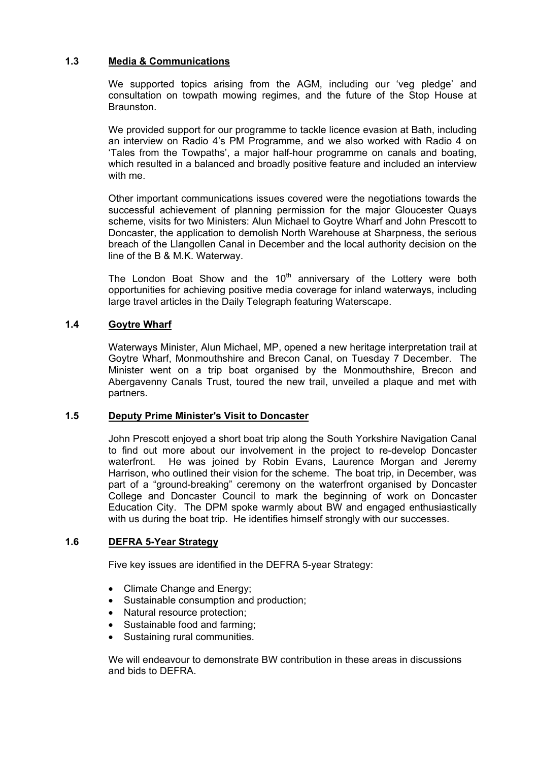### 1.3 Media & Communications

We supported topics arising from the AGM, including our 'veg pledge' and consultation on towpath mowing regimes, and the future of the Stop House at Braunston.

We provided support for our programme to tackle licence evasion at Bath, including an interview on Radio 4's PM Programme, and we also worked with Radio 4 on 'Tales from the Towpaths', a major half-hour programme on canals and boating, which resulted in a balanced and broadly positive feature and included an interview with me.

Other important communications issues covered were the negotiations towards the successful achievement of planning permission for the major Gloucester Quays scheme, visits for two Ministers: Alun Michael to Goytre Wharf and John Prescott to Doncaster, the application to demolish North Warehouse at Sharpness, the serious breach of the Llangollen Canal in December and the local authority decision on the line of the B & M.K. Waterway.

The London Boat Show and the 10th anniversary of the Lottery were both opportunities for achieving positive media coverage for inland waterways, including large travel articles in the Daily Telegraph featuring Waterscape.

### 1.4 Goytre Wharf

Waterways Minister, Alun Michael, MP, opened a new heritage interpretation trail at Goytre Wharf, Monmouthshire and Brecon Canal, on Tuesday 7 December. The Minister went on a trip boat organised by the Monmouthshire, Brecon and Abergavenny Canals Trust, toured the new trail, unveiled a plaque and met with partners.

### 1.5 Deputy Prime Minister's Visit to Doncaster

John Prescott enjoyed a short boat trip along the South Yorkshire Navigation Canal to find out more about our involvement in the project to re-develop Doncaster waterfront. He was joined by Robin Evans, Laurence Morgan and Jeremy Harrison, who outlined their vision for the scheme. The boat trip, in December, was part of a "ground-breaking" ceremony on the waterfront organised by Doncaster College and Doncaster Council to mark the beginning of work on Doncaster Education City. The DPM spoke warmly about BW and engaged enthusiastically with us during the boat trip. He identifies himself strongly with our successes.

### 1.6 DEFRA 5-Year Strategy

Five key issues are identified in the DEFRA 5-year Strategy:

- Climate Change and Energy;
- Sustainable consumption and production;
- Natural resource protection;
- Sustainable food and farming;
- Sustaining rural communities.

We will endeavour to demonstrate BW contribution in these areas in discussions and bids to DEFRA.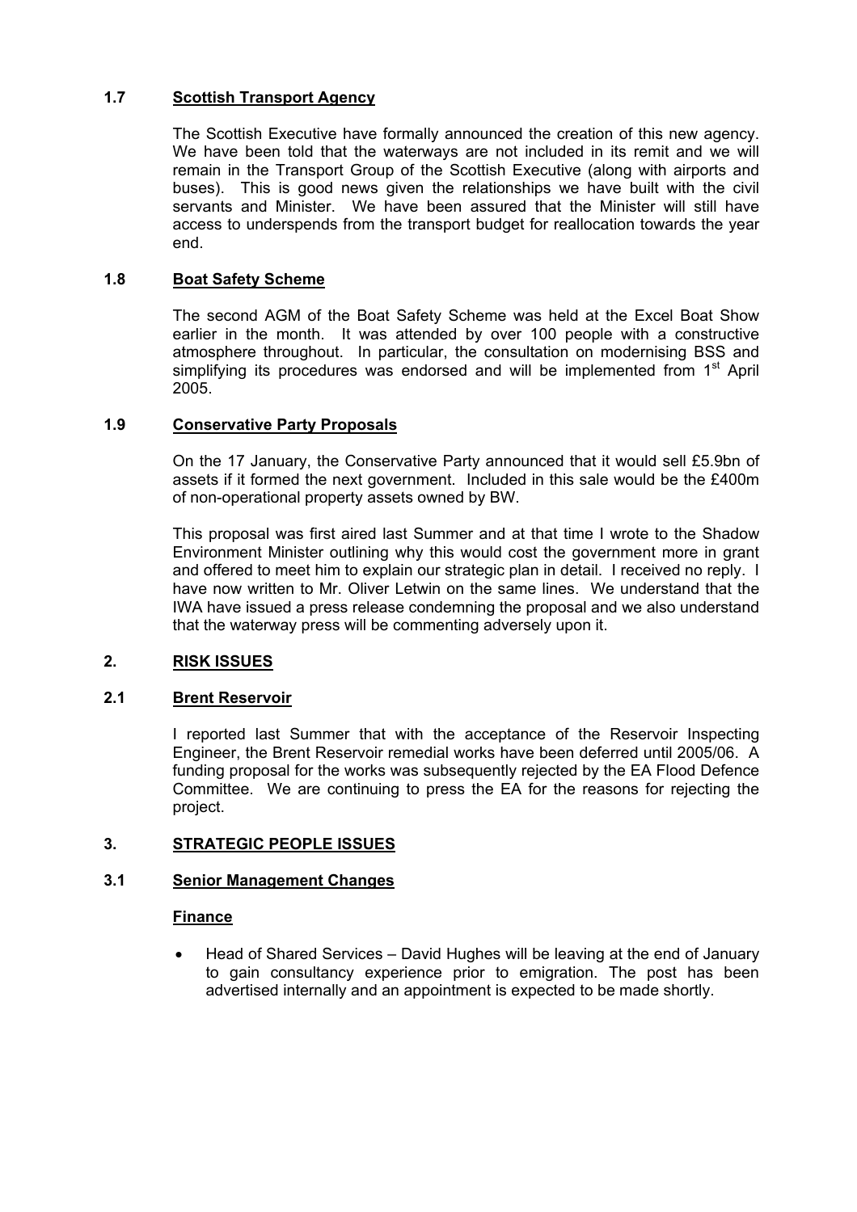### 1.7 Scottish Transport Agency

The Scottish Executive have formally announced the creation of this new agency. We have been told that the waterways are not included in its remit and we will remain in the Transport Group of the Scottish Executive (along with airports and buses). This is good news given the relationships we have built with the civil servants and Minister. We have been assured that the Minister will still have access to underspends from the transport budget for reallocation towards the year end.

### 1.8 Boat Safety Scheme

The second AGM of the Boat Safety Scheme was held at the Excel Boat Show earlier in the month. It was attended by over 100 people with a constructive atmosphere throughout. In particular, the consultation on modernising BSS and simplifying its procedures was endorsed and will be implemented from 1st April 2005.

### 1.9 Conservative Party Proposals

On the 17 January, the Conservative Party announced that it would sell £5.9bn of assets if it formed the next government. Included in this sale would be the £400m of non-operational property assets owned by BW.

This proposal was first aired last Summer and at that time I wrote to the Shadow Environment Minister outlining why this would cost the government more in grant and offered to meet him to explain our strategic plan in detail. I received no reply. I have now written to Mr. Oliver Letwin on the same lines. We understand that the IWA have issued a press release condemning the proposal and we also understand that the waterway press will be commenting adversely upon it.

## 2. RISK ISSUES

### 2.1 Brent Reservoir

I reported last Summer that with the acceptance of the Reservoir Inspecting Engineer, the Brent Reservoir remedial works have been deferred until 2005/06. A funding proposal for the works was subsequently rejected by the EA Flood Defence Committee. We are continuing to press the EA for the reasons for rejecting the project.

## 3. STRATEGIC PEOPLE ISSUES

### 3.1 Senior Management Changes

**Finance**

- Head of Shared Services – David Hughes will be leaving at the end of January to gain consultancy experience prior to emigration. The post has been advertised internally and an appointment is expected to be made shortly.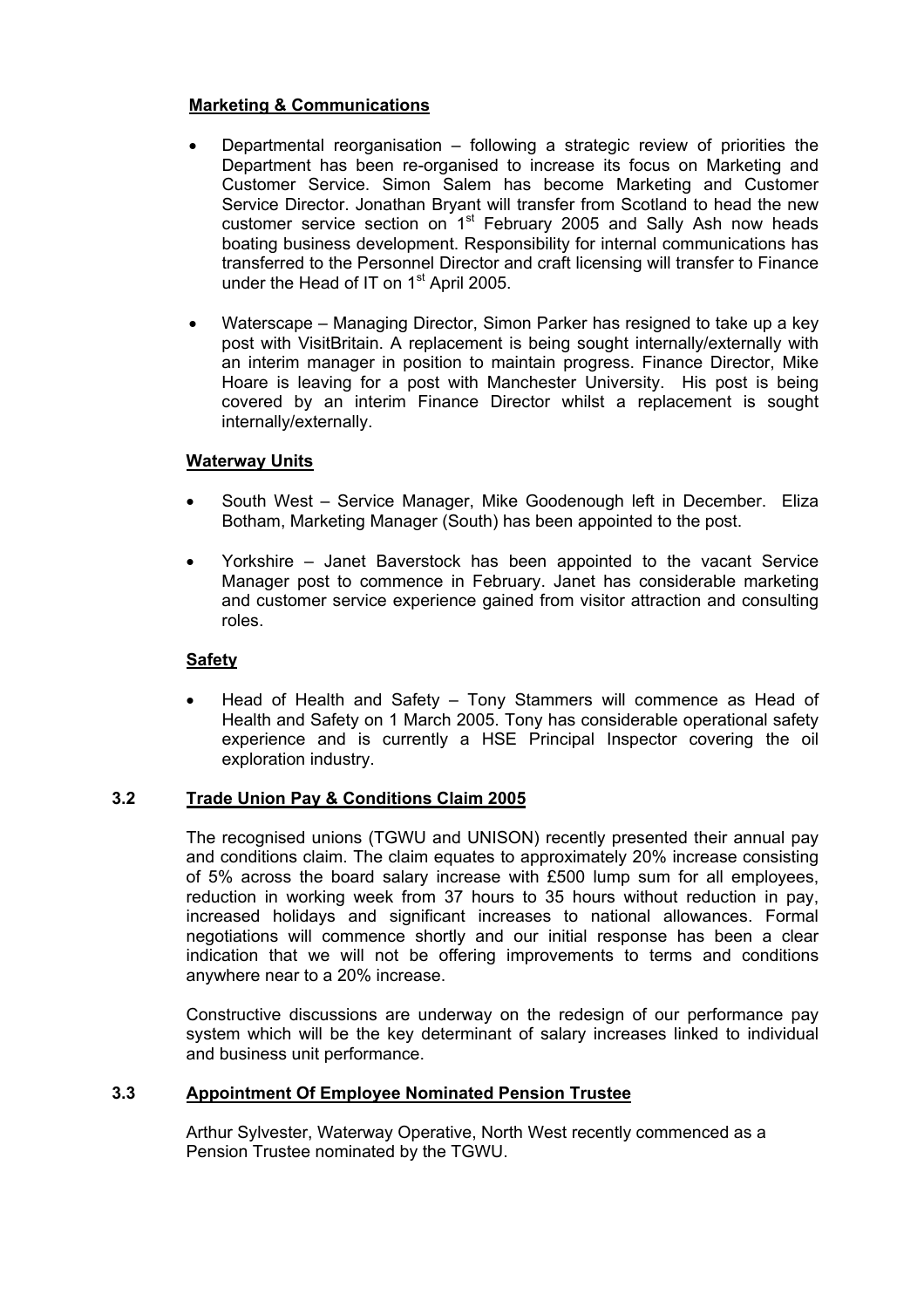**Marketing & Communications**

- Departmental reorganisation – following a strategic review of priorities the Department has been re-organised to increase its focus on Marketing and Customer Service. Simon Salem has become Marketing and Customer Service Director. Jonathan Bryant will transfer from Scotland to head the new customer service section on 1st February 2005 and Sally Ash now heads boating business development. Responsibility for internal communications has transferred to the Personnel Director and craft licensing will transfer to Finance under the Head of IT on 1st April 2005.

- Waterscape – Managing Director, Simon Parker has resigned to take up a key post with VisitBritain. A replacement is being sought internally/externally with an interim manager in position to maintain progress. Finance Director, Mike Hoare is leaving for a post with Manchester University. His post is being covered by an interim Finance Director whilst a replacement is sought internally/externally.

**Waterway Units**

- South West – Service Manager, Mike Goodenough left in December. Eliza Botham, Marketing Manager (South) has been appointed to the post.

- Yorkshire – Janet Baverstock has been appointed to the vacant Service Manager post to commence in February. Janet has considerable marketing and customer service experience gained from visitor attraction and consulting roles.

**Safety**

- Head of Health and Safety – Tony Stammers will commence as Head of Health and Safety on 1 March 2005. Tony has considerable operational safety experience and is currently a HSE Principal Inspector covering the oil exploration industry.

### 3.2 Trade Union Pay & Conditions Claim 2005

The recognised unions (TGWU and UNISON) recently presented their annual pay and conditions claim. The claim equates to approximately 20% increase consisting of 5% across the board salary increase with £500 lump sum for all employees, reduction in working week from 37 hours to 35 hours without reduction in pay, increased holidays and significant increases to national allowances. Formal negotiations will commence shortly and our initial response has been a clear indication that we will not be offering improvements to terms and conditions anywhere near to a 20% increase.

Constructive discussions are underway on the redesign of our performance pay system which will be the key determinant of salary increases linked to individual and business unit performance.

### 3.3 Appointment Of Employee Nominated Pension Trustee

Arthur Sylvester, Waterway Operative, North West recently commenced as a Pension Trustee nominated by the TGWU.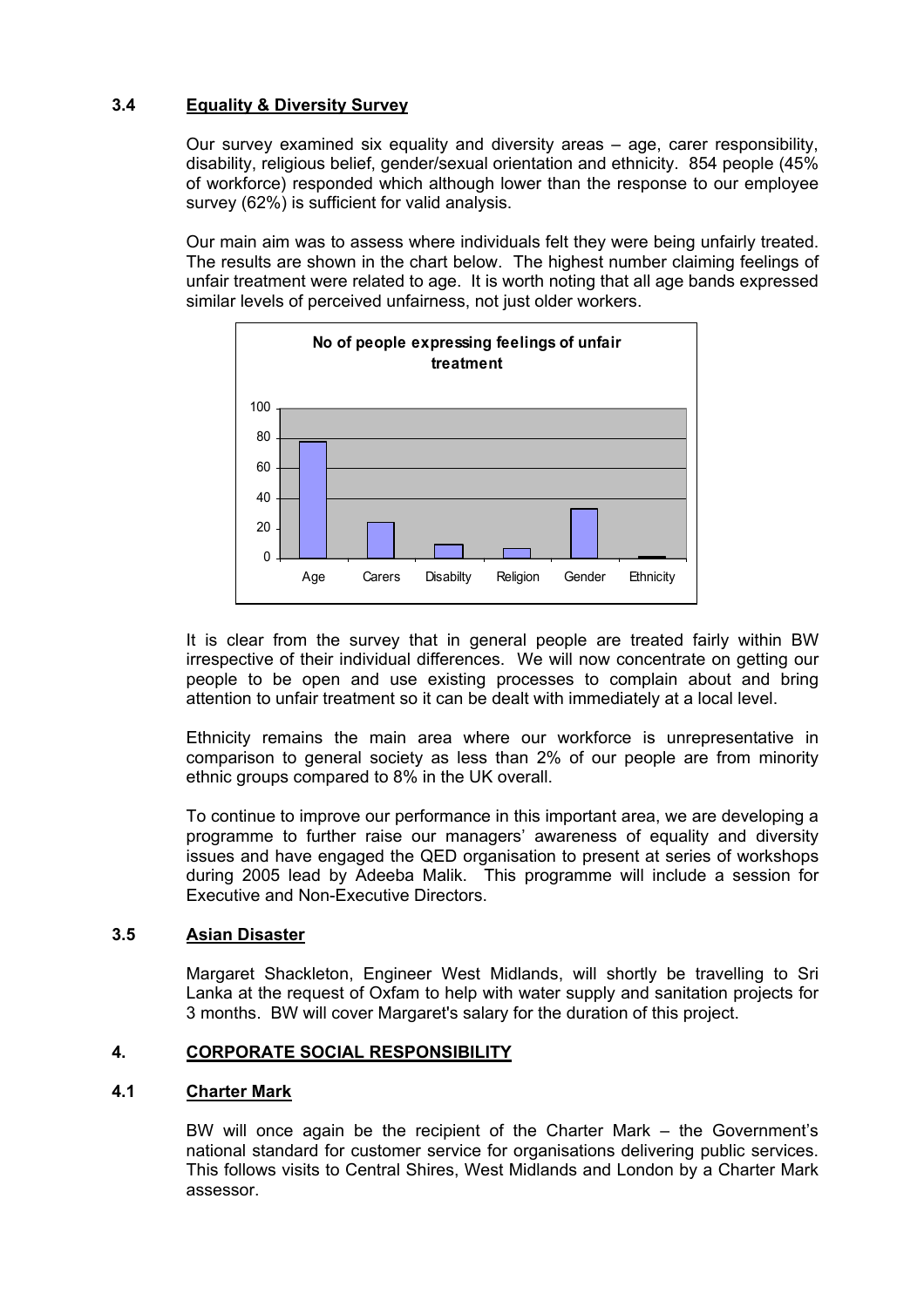### 3.4 Equality & Diversity Survey

Our survey examined six equality and diversity areas – age, carer responsibility, disability, religious belief, gender/sexual orientation and ethnicity. 854 people (45% of workforce) responded which although lower than the response to our employee survey (62%) is sufficient for valid analysis.

Our main aim was to assess where individuals felt they were being unfairly treated. The results are shown in the chart below. The highest number claiming feelings of unfair treatment were related to age. It is worth noting that all age bands expressed similar levels of perceived unfairness, not just older workers.

**No of people expressing feelings of unfair treatment**

It is clear from the survey that in general people are treated fairly within BW irrespective of their individual differences. We will now concentrate on getting our people to be open and use existing processes to complain about and bring attention to unfair treatment so it can be dealt with immediately at a local level.

Ethnicity remains the main area where our workforce is unrepresentative in comparison to general society as less than 2% of our people are from minority ethnic groups compared to 8% in the UK overall.

To continue to improve our performance in this important area, we are developing a programme to further raise our managers' awareness of equality and diversity issues and have engaged the QED organisation to present at series of workshops during 2005 lead by Adeeba Malik. This programme will include a session for Executive and Non-Executive Directors.

### 3.5 Asian Disaster

Margaret Shackleton, Engineer West Midlands, will shortly be travelling to Sri Lanka at the request of Oxfam to help with water supply and sanitation projects for 3 months. BW will cover Margaret's salary for the duration of this project.

## 4. CORPORATE SOCIAL RESPONSIBILITY

### 4.1 Charter Mark

BW will once again be the recipient of the Charter Mark – the Government's national standard for customer service for organisations delivering public services. This follows visits to Central Shires, West Midlands and London by a Charter Mark assessor.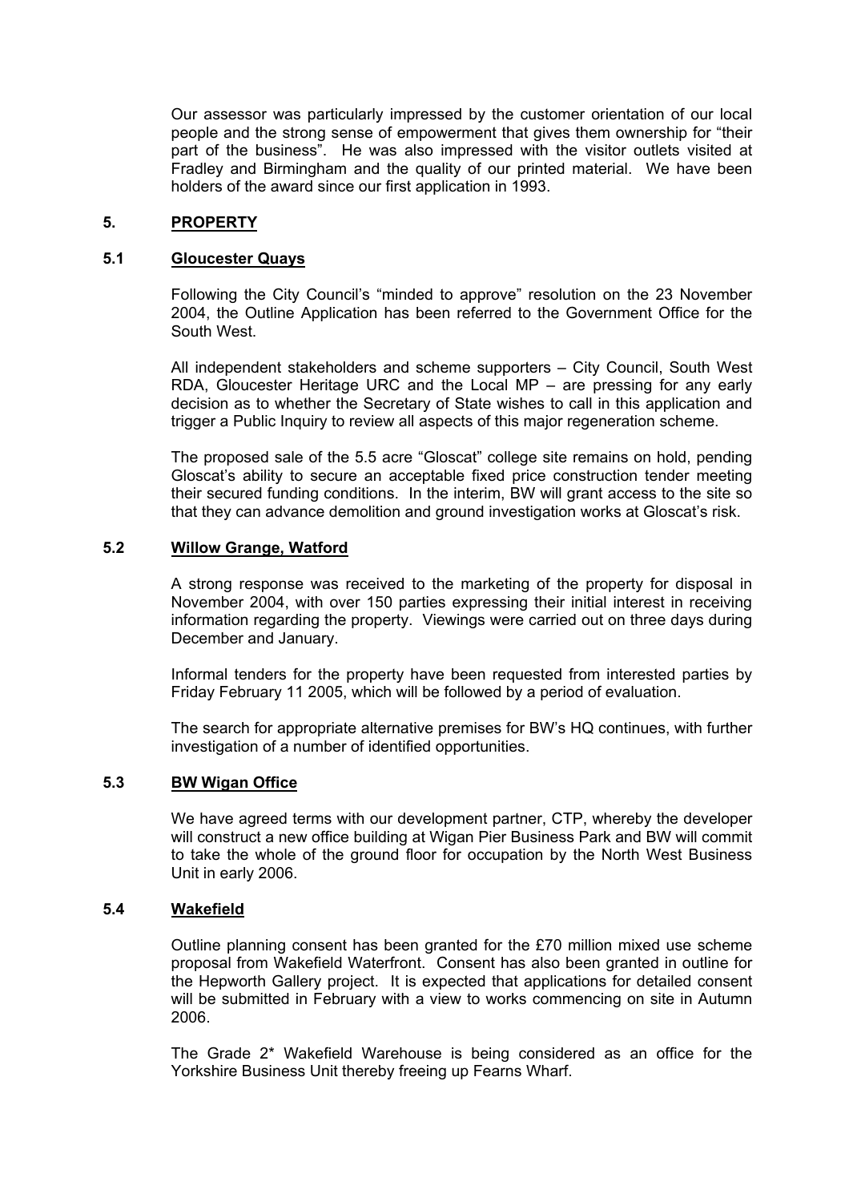Our assessor was particularly impressed by the customer orientation of our local people and the strong sense of empowerment that gives them ownership for "their part of the business". He was also impressed with the visitor outlets visited at Fradley and Birmingham and the quality of our printed material. We have been holders of the award since our first application in 1993.

## 5. PROPERTY

### 5.1 Gloucester Quays

Following the City Council's "minded to approve" resolution on the 23 November 2004, the Outline Application has been referred to the Government Office for the South West.

All independent stakeholders and scheme supporters – City Council, South West RDA, Gloucester Heritage URC and the Local MP – are pressing for any early decision as to whether the Secretary of State wishes to call in this application and trigger a Public Inquiry to review all aspects of this major regeneration scheme.

The proposed sale of the 5.5 acre "Gloscat" college site remains on hold, pending Gloscat's ability to secure an acceptable fixed price construction tender meeting their secured funding conditions. In the interim, BW will grant access to the site so that they can advance demolition and ground investigation works at Gloscat's risk.

### 5.2 Willow Grange, Watford

A strong response was received to the marketing of the property for disposal in November 2004, with over 150 parties expressing their initial interest in receiving information regarding the property. Viewings were carried out on three days during December and January.

Informal tenders for the property have been requested from interested parties by Friday February 11 2005, which will be followed by a period of evaluation.

The search for appropriate alternative premises for BW's HQ continues, with further investigation of a number of identified opportunities.

### 5.3 BW Wigan Office

We have agreed terms with our development partner, CTP, whereby the developer will construct a new office building at Wigan Pier Business Park and BW will commit to take the whole of the ground floor for occupation by the North West Business Unit in early 2006.

### 5.4 Wakefield

Outline planning consent has been granted for the £70 million mixed use scheme proposal from Wakefield Waterfront. Consent has also been granted in outline for the Hepworth Gallery project. It is expected that applications for detailed consent will be submitted in February with a view to works commencing on site in Autumn 2006.

The Grade 2* Wakefield Warehouse is being considered as an office for the Yorkshire Business Unit thereby freeing up Fearns Wharf.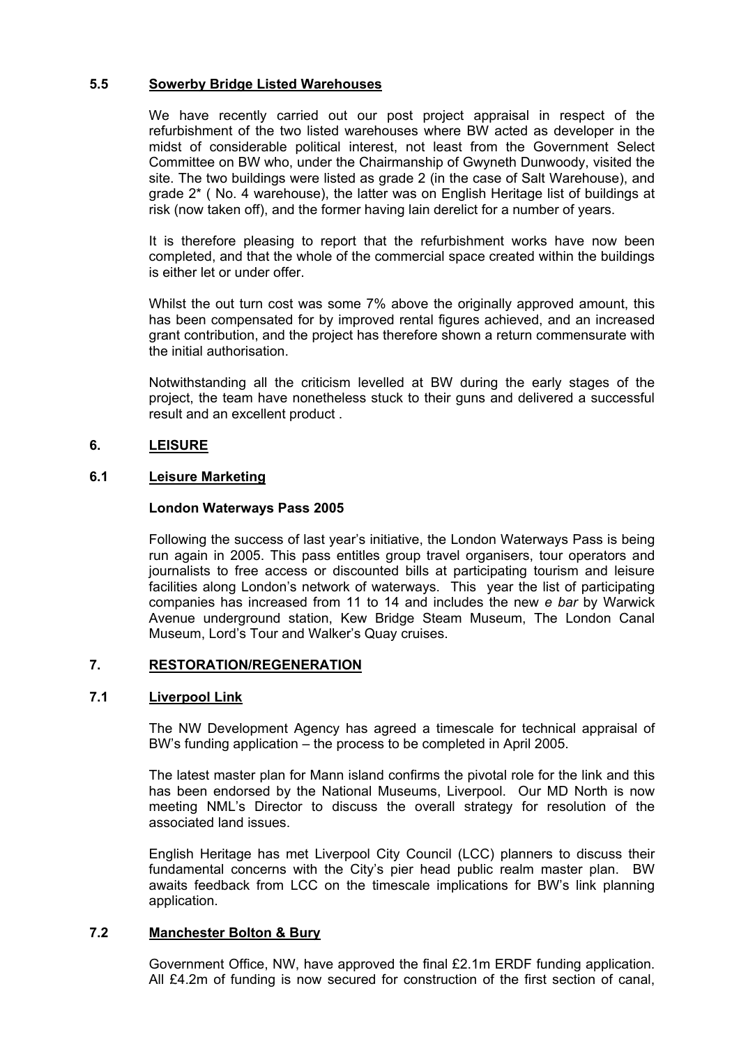### 5.5 Sowerby Bridge Listed Warehouses

We have recently carried out our post project appraisal in respect of the refurbishment of the two listed warehouses where BW acted as developer in the midst of considerable political interest, not least from the Government Select Committee on BW who, under the Chairmanship of Gwyneth Dunwoody, visited the site. The two buildings were listed as grade 2 (in the case of Salt Warehouse), and grade 2* ( No. 4 warehouse), the latter was on English Heritage list of buildings at risk (now taken off), and the former having lain derelict for a number of years.

It is therefore pleasing to report that the refurbishment works have now been completed, and that the whole of the commercial space created within the buildings is either let or under offer.

Whilst the out turn cost was some 7% above the originally approved amount, this has been compensated for by improved rental figures achieved, and an increased grant contribution, and the project has therefore shown a return commensurate with the initial authorisation.

Notwithstanding all the criticism levelled at BW during the early stages of the project, the team have nonetheless stuck to their guns and delivered a successful result and an excellent product .

## 6. LEISURE

### 6.1 Leisure Marketing

**London Waterways Pass 2005**

Following the success of last year's initiative, the London Waterways Pass is being run again in 2005. This pass entitles group travel organisers, tour operators and journalists to free access or discounted bills at participating tourism and leisure facilities along London's network of waterways. This year the list of participating companies has increased from 11 to 14 and includes the new *e bar* by Warwick Avenue underground station, Kew Bridge Steam Museum, The London Canal Museum, Lord's Tour and Walker's Quay cruises.

## 7. RESTORATION/REGENERATION

### 7.1 Liverpool Link

The NW Development Agency has agreed a timescale for technical appraisal of BW's funding application – the process to be completed in April 2005.

The latest master plan for Mann island confirms the pivotal role for the link and this has been endorsed by the National Museums, Liverpool. Our MD North is now meeting NML's Director to discuss the overall strategy for resolution of the associated land issues.

English Heritage has met Liverpool City Council (LCC) planners to discuss their fundamental concerns with the City's pier head public realm master plan. BW awaits feedback from LCC on the timescale implications for BW's link planning application.

### 7.2 Manchester Bolton & Bury

Government Office, NW, have approved the final £2.1m ERDF funding application. All £4.2m of funding is now secured for construction of the first section of canal,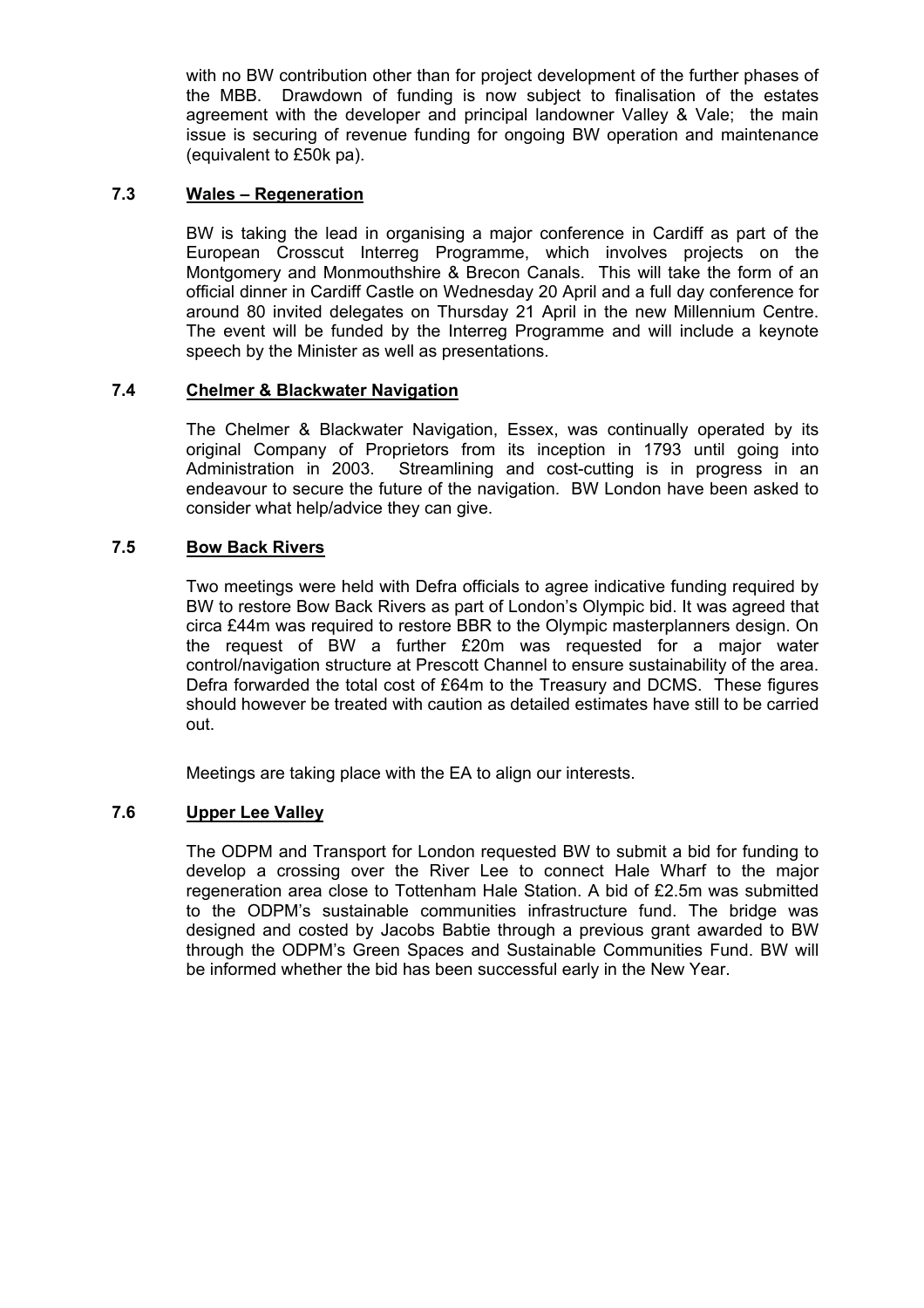with no BW contribution other than for project development of the further phases of the MBB. Drawdown of funding is now subject to finalisation of the estates agreement with the developer and principal landowner Valley & Vale; the main issue is securing of revenue funding for ongoing BW operation and maintenance (equivalent to £50k pa).

### 7.3 Wales – Regeneration

BW is taking the lead in organising a major conference in Cardiff as part of the European Crosscut Interreg Programme, which involves projects on the Montgomery and Monmouthshire & Brecon Canals. This will take the form of an official dinner in Cardiff Castle on Wednesday 20 April and a full day conference for around 80 invited delegates on Thursday 21 April in the new Millennium Centre. The event will be funded by the Interreg Programme and will include a keynote speech by the Minister as well as presentations.

### 7.4 Chelmer & Blackwater Navigation

The Chelmer & Blackwater Navigation, Essex, was continually operated by its original Company of Proprietors from its inception in 1793 until going into Administration in 2003. Streamlining and cost-cutting is in progress in an endeavour to secure the future of the navigation. BW London have been asked to consider what help/advice they can give.

### 7.5 Bow Back Rivers

Two meetings were held with Defra officials to agree indicative funding required by BW to restore Bow Back Rivers as part of London's Olympic bid. It was agreed that circa £44m was required to restore BBR to the Olympic masterplanners design. On the request of BW a further £20m was requested for a major water control/navigation structure at Prescott Channel to ensure sustainability of the area. Defra forwarded the total cost of £64m to the Treasury and DCMS. These figures should however be treated with caution as detailed estimates have still to be carried out.

Meetings are taking place with the EA to align our interests.

### 7.6 Upper Lee Valley

The ODPM and Transport for London requested BW to submit a bid for funding to develop a crossing over the River Lee to connect Hale Wharf to the major regeneration area close to Tottenham Hale Station. A bid of £2.5m was submitted to the ODPM's sustainable communities infrastructure fund. The bridge was designed and costed by Jacobs Babtie through a previous grant awarded to BW through the ODPM's Green Spaces and Sustainable Communities Fund. BW will be informed whether the bid has been successful early in the New Year.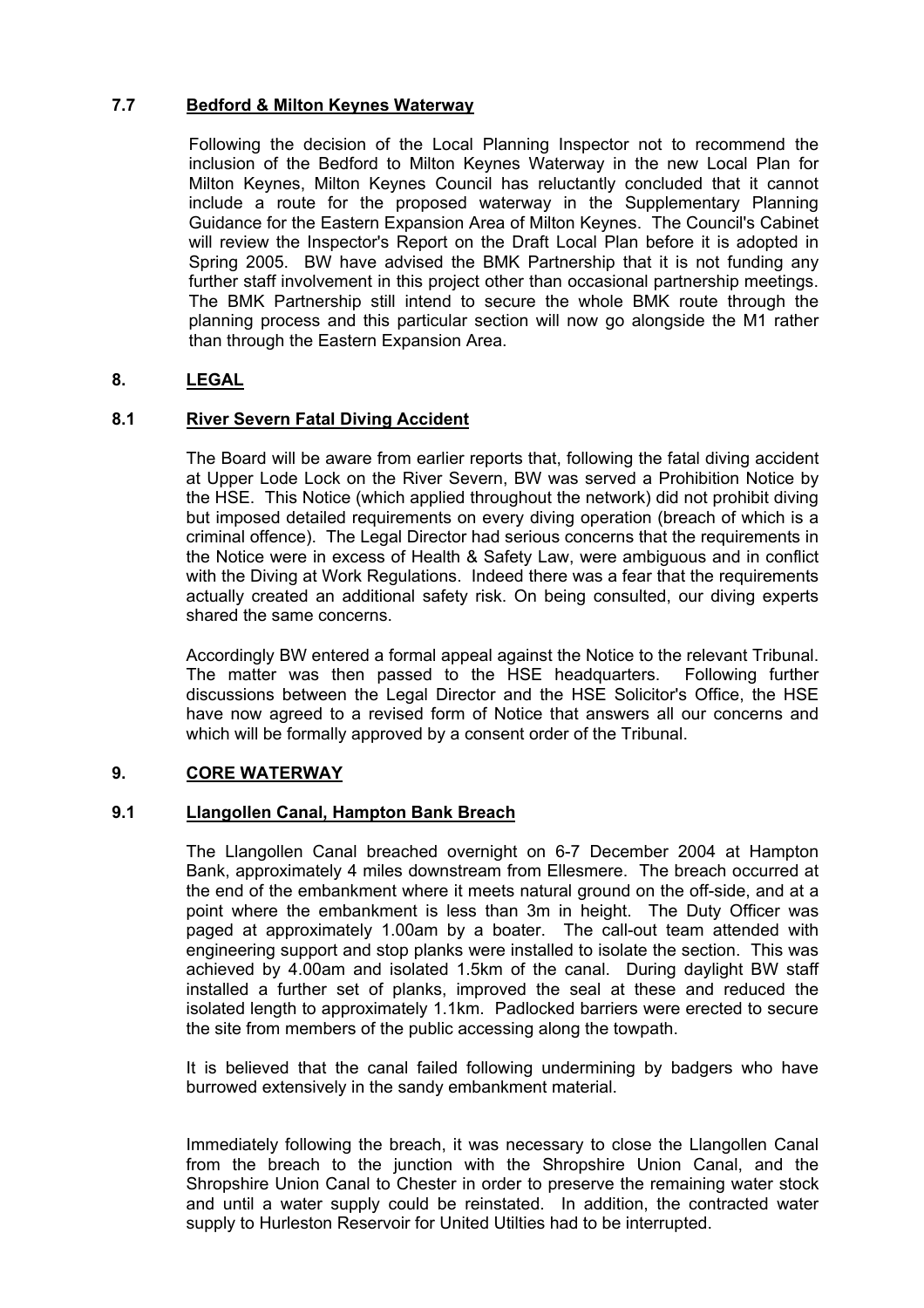### 7.7 Bedford & Milton Keynes Waterway

Following the decision of the Local Planning Inspector not to recommend the inclusion of the Bedford to Milton Keynes Waterway in the new Local Plan for Milton Keynes, Milton Keynes Council has reluctantly concluded that it cannot include a route for the proposed waterway in the Supplementary Planning Guidance for the Eastern Expansion Area of Milton Keynes. The Council's Cabinet will review the Inspector's Report on the Draft Local Plan before it is adopted in Spring 2005. BW have advised the BMK Partnership that it is not funding any further staff involvement in this project other than occasional partnership meetings. The BMK Partnership still intend to secure the whole BMK route through the planning process and this particular section will now go alongside the M1 rather than through the Eastern Expansion Area.

## 8. LEGAL

### 8.1 River Severn Fatal Diving Accident

The Board will be aware from earlier reports that, following the fatal diving accident at Upper Lode Lock on the River Severn, BW was served a Prohibition Notice by the HSE. This Notice (which applied throughout the network) did not prohibit diving but imposed detailed requirements on every diving operation (breach of which is a criminal offence). The Legal Director had serious concerns that the requirements in the Notice were in excess of Health & Safety Law, were ambiguous and in conflict with the Diving at Work Regulations. Indeed there was a fear that the requirements actually created an additional safety risk. On being consulted, our diving experts shared the same concerns.

Accordingly BW entered a formal appeal against the Notice to the relevant Tribunal. The matter was then passed to the HSE headquarters. Following further discussions between the Legal Director and the HSE Solicitor's Office, the HSE have now agreed to a revised form of Notice that answers all our concerns and which will be formally approved by a consent order of the Tribunal.

## 9. CORE WATERWAY

### 9.1 Llangollen Canal, Hampton Bank Breach

The Llangollen Canal breached overnight on 6-7 December 2004 at Hampton Bank, approximately 4 miles downstream from Ellesmere. The breach occurred at the end of the embankment where it meets natural ground on the off-side, and at a point where the embankment is less than 3m in height. The Duty Officer was paged at approximately 1.00am by a boater. The call-out team attended with engineering support and stop planks were installed to isolate the section. This was achieved by 4.00am and isolated 1.5km of the canal. During daylight BW staff installed a further set of planks, improved the seal at these and reduced the isolated length to approximately 1.1km. Padlocked barriers were erected to secure the site from members of the public accessing along the towpath.

It is believed that the canal failed following undermining by badgers who have burrowed extensively in the sandy embankment material.

Immediately following the breach, it was necessary to close the Llangollen Canal from the breach to the junction with the Shropshire Union Canal, and the Shropshire Union Canal to Chester in order to preserve the remaining water stock and until a water supply could be reinstated. In addition, the contracted water supply to Hurleston Reservoir for United Utilties had to be interrupted.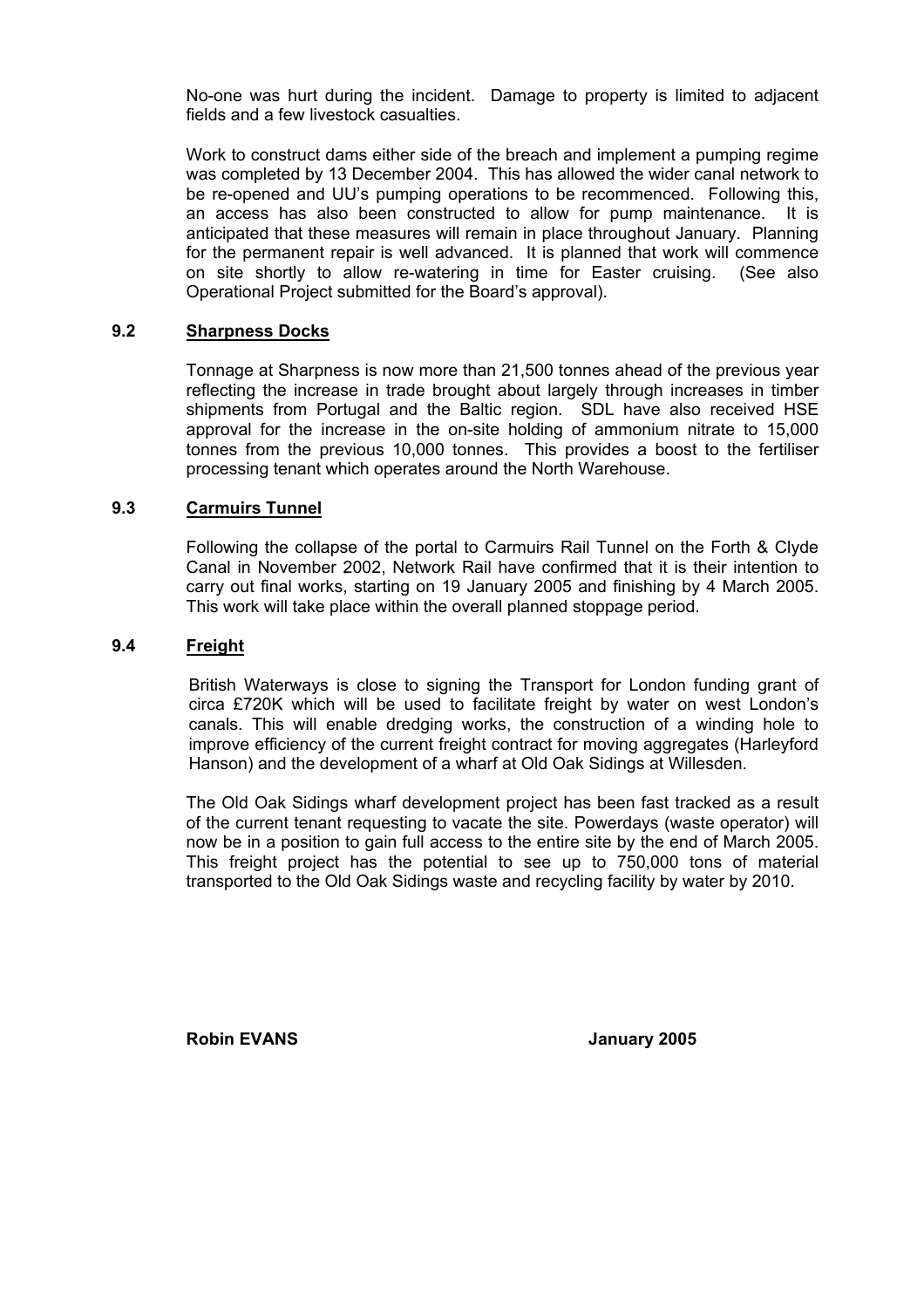No-one was hurt during the incident. Damage to property is limited to adjacent fields and a few livestock casualties.

Work to construct dams either side of the breach and implement a pumping regime was completed by 13 December 2004. This has allowed the wider canal network to be re-opened and UU's pumping operations to be recommenced. Following this, an access has also been constructed to allow for pump maintenance. It is anticipated that these measures will remain in place throughout January. Planning for the permanent repair is well advanced. It is planned that work will commence on site shortly to allow re-watering in time for Easter cruising. (See also Operational Project submitted for the Board's approval).

### 9.2 Sharpness Docks

Tonnage at Sharpness is now more than 21,500 tonnes ahead of the previous year reflecting the increase in trade brought about largely through increases in timber shipments from Portugal and the Baltic region. SDL have also received HSE approval for the increase in the on-site holding of ammonium nitrate to 15,000 tonnes from the previous 10,000 tonnes. This provides a boost to the fertiliser processing tenant which operates around the North Warehouse.

### 9.3 Carmuirs Tunnel

Following the collapse of the portal to Carmuirs Rail Tunnel on the Forth & Clyde Canal in November 2002, Network Rail have confirmed that it is their intention to carry out final works, starting on 19 January 2005 and finishing by 4 March 2005. This work will take place within the overall planned stoppage period.

### 9.4 Freight

British Waterways is close to signing the Transport for London funding grant of circa £720K which will be used to facilitate freight by water on west London's canals. This will enable dredging works, the construction of a winding hole to improve efficiency of the current freight contract for moving aggregates (Harleyford Hanson) and the development of a wharf at Old Oak Sidings at Willesden.

The Old Oak Sidings wharf development project has been fast tracked as a result of the current tenant requesting to vacate the site. Powerdays (waste operator) will now be in a position to gain full access to the entire site by the end of March 2005. This freight project has the potential to see up to 750,000 tons of material transported to the Old Oak Sidings waste and recycling facility by water by 2010.

**Robin EVANS** **January 2005**